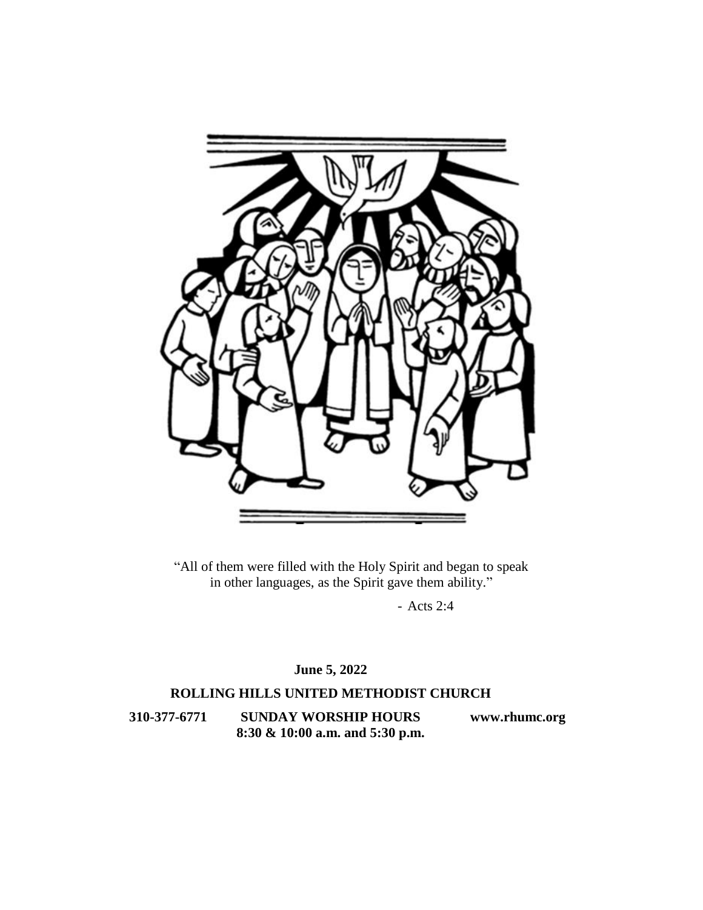"All of them were filled with the Holy Spirit and began to speak in other languages, as the Spirit gave them ability."

- Acts 2:4

**June 5, 2022**

**ROLLING HILLS UNITED METHODIST CHURCH**

**310-377-6771** **SUNDAY WORSHIP HOURS** **www.rhumc.org**

**8:30 & 10:00 a.m. and 5:30 p.m.**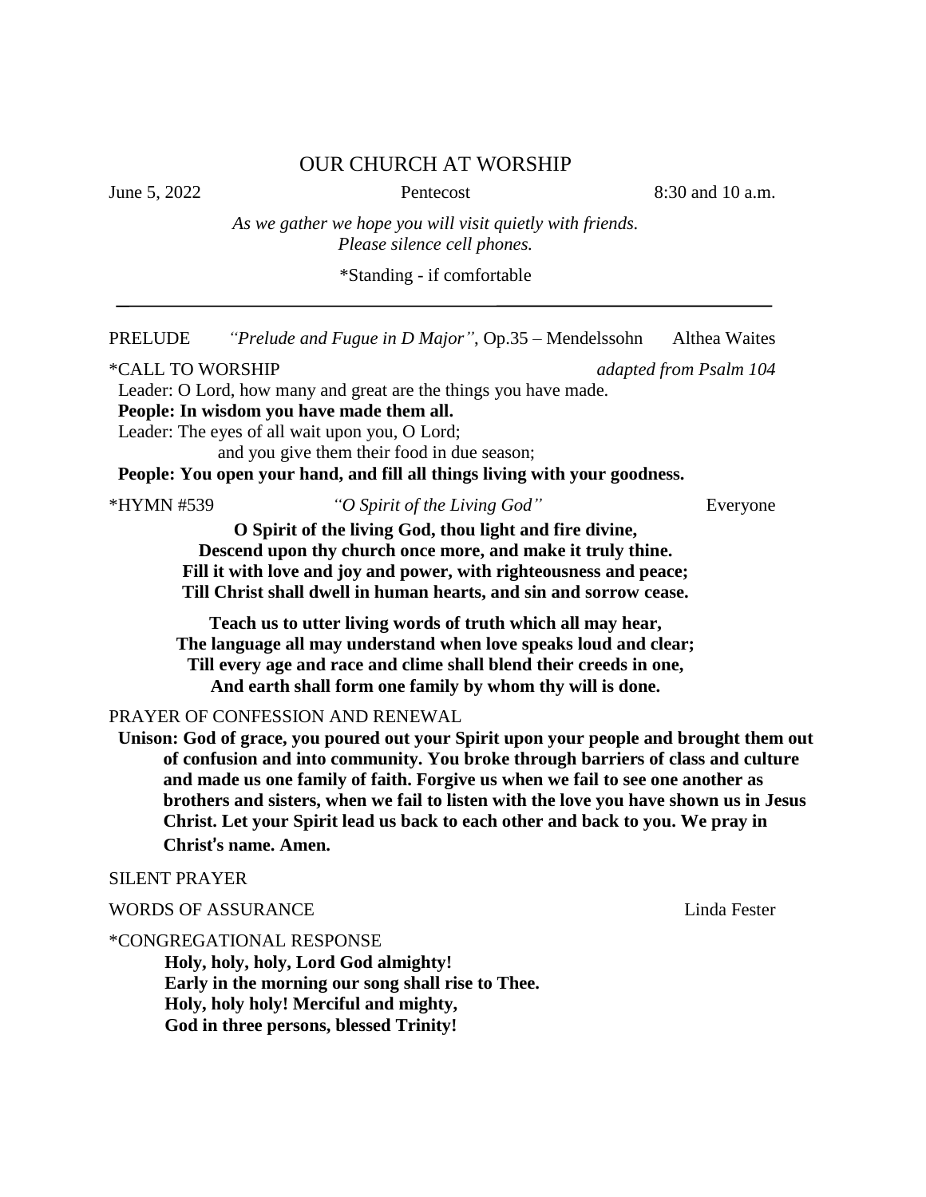# OUR CHURCH AT WORSHIP

June 5, 2022 Pentecost 8:30 and 10 a.m.

*As we gather we hope you will visit quietly with friends.*
*Please silence cell phones.*

*Standing - if comfortable

---

PRELUDE *"Prelude and Fugue in D Major"*, Op.35 – Mendelssohn Althea Waites

*CALL TO WORSHIP *adapted from Psalm 104*

Leader: O Lord, how many and great are the things you have made.
**People: In wisdom you have made them all.**
Leader: The eyes of all wait upon you, O Lord;
and you give them their food in due season;
**People: You open your hand, and fill all things living with your goodness.**

*HYMN #539 *"O Spirit of the Living God"* Everyone

**O Spirit of the living God, thou light and fire divine,**
**Descend upon thy church once more, and make it truly thine.**
**Fill it with love and joy and power, with righteousness and peace;**
**Till Christ shall dwell in human hearts, and sin and sorrow cease.**

**Teach us to utter living words of truth which all may hear,**
**The language all may understand when love speaks loud and clear;**
**Till every age and race and clime shall blend their creeds in one,**
**And earth shall form one family by whom thy will is done.**

PRAYER OF CONFESSION AND RENEWAL

**Unison: God of grace, you poured out your Spirit upon your people and brought them out of confusion and into community. You broke through barriers of class and culture and made us one family of faith. Forgive us when we fail to see one another as brothers and sisters, when we fail to listen with the love you have shown us in Jesus Christ. Let your Spirit lead us back to each other and back to you. We pray in Christ's name. Amen.**

SILENT PRAYER

WORDS OF ASSURANCE Linda Fester

*CONGREGATIONAL RESPONSE

**Holy, holy, holy, Lord God almighty!**
**Early in the morning our song shall rise to Thee.**
**Holy, holy holy! Merciful and mighty,**
**God in three persons, blessed Trinity!**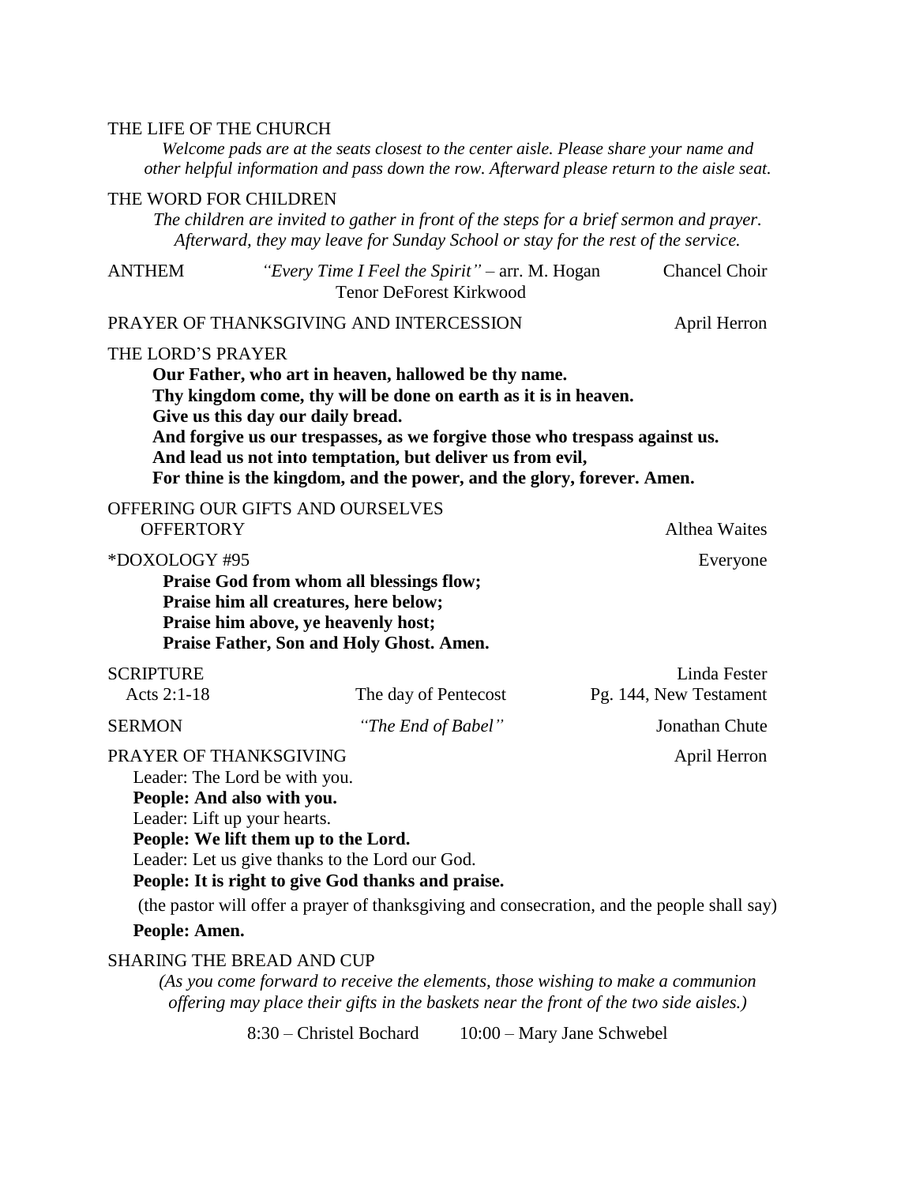THE LIFE OF THE CHURCH

*Welcome pads are at the seats closest to the center aisle. Please share your name and other helpful information and pass down the row. Afterward please return to the aisle seat.*

THE WORD FOR CHILDREN

*The children are invited to gather in front of the steps for a brief sermon and prayer. Afterward, they may leave for Sunday School or stay for the rest of the service.*

ANTHEM *"Every Time I Feel the Spirit"* – arr. M. Hogan Chancel Choir
Tenor DeForest Kirkwood

PRAYER OF THANKSGIVING AND INTERCESSION April Herron

THE LORD'S PRAYER

**Our Father, who art in heaven, hallowed be thy name.**
**Thy kingdom come, thy will be done on earth as it is in heaven.**
**Give us this day our daily bread.**
**And forgive us our trespasses, as we forgive those who trespass against us.**
**And lead us not into temptation, but deliver us from evil,**
**For thine is the kingdom, and the power, and the glory, forever. Amen.**

OFFERING OUR GIFTS AND OURSELVES

OFFERTORY Althea Waites

*DOXOLOGY #95 Everyone

**Praise God from whom all blessings flow;**
**Praise him all creatures, here below;**
**Praise him above, ye heavenly host;**
**Praise Father, Son and Holy Ghost. Amen.**

SCRIPTURE Linda Fester
Acts 2:1-18 The day of Pentecost Pg. 144, New Testament

SERMON *"The End of Babel"* Jonathan Chute

PRAYER OF THANKSGIVING April Herron

Leader: The Lord be with you.
**People: And also with you.**
Leader: Lift up your hearts.
**People: We lift them up to the Lord.**
Leader: Let us give thanks to the Lord our God.
**People: It is right to give God thanks and praise.**

(the pastor will offer a prayer of thanksgiving and consecration, and the people shall say)

**People: Amen.**

SHARING THE BREAD AND CUP

*(As you come forward to receive the elements, those wishing to make a communion offering may place their gifts in the baskets near the front of the two side aisles.)*

8:30 – Christel Bochard 10:00 – Mary Jane Schwebel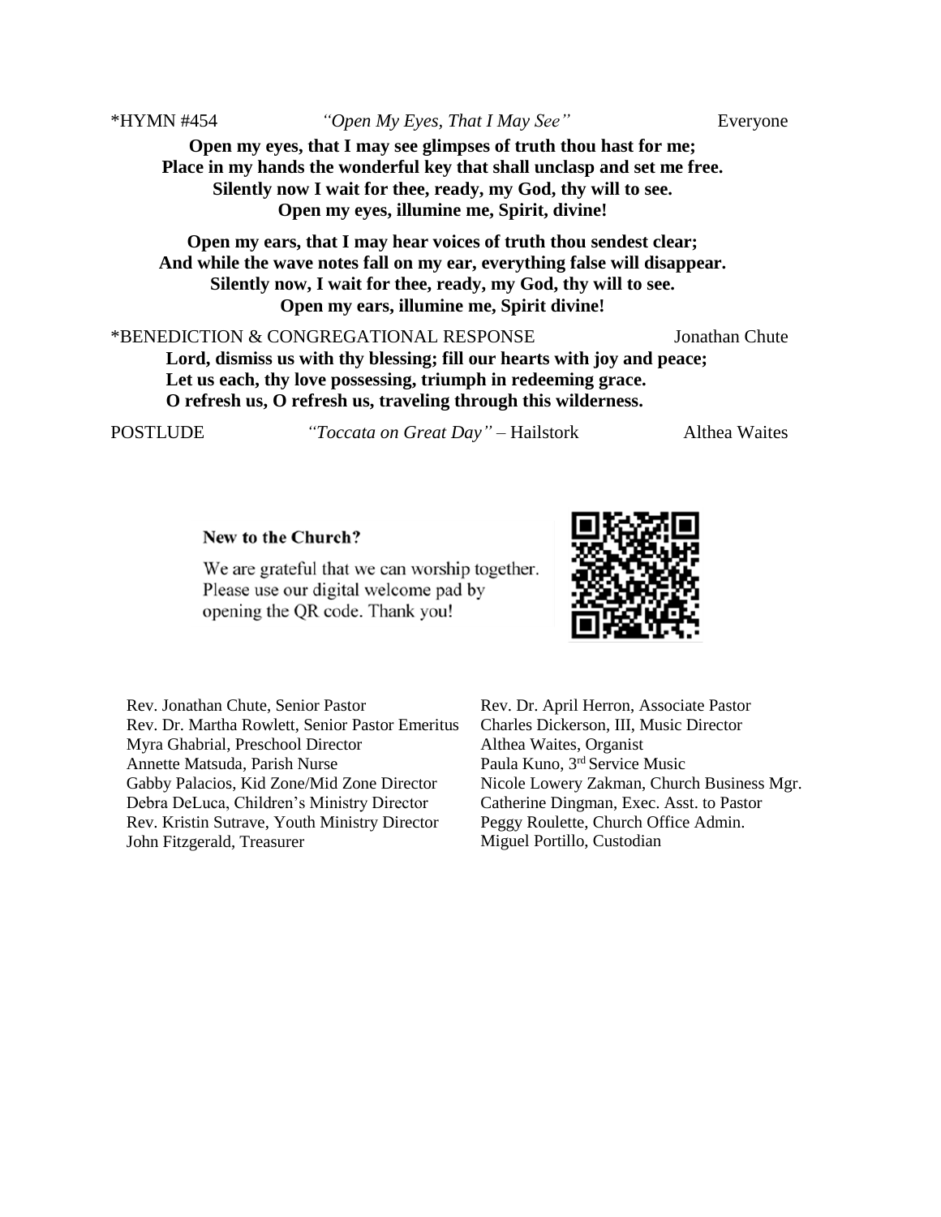*HYMN #454 *"Open My Eyes, That I May See"* Everyone

**Open my eyes, that I may see glimpses of truth thou hast for me;**
**Place in my hands the wonderful key that shall unclasp and set me free.**
**Silently now I wait for thee, ready, my God, thy will to see.**
**Open my eyes, illumine me, Spirit, divine!**

**Open my ears, that I may hear voices of truth thou sendest clear;**
**And while the wave notes fall on my ear, everything false will disappear.**
**Silently now, I wait for thee, ready, my God, thy will to see.**
**Open my ears, illumine me, Spirit divine!**

*BENEDICTION & CONGREGATIONAL RESPONSE Jonathan Chute

**Lord, dismiss us with thy blessing; fill our hearts with joy and peace;**
**Let us each, thy love possessing, triumph in redeeming grace.**
**O refresh us, O refresh us, traveling through this wilderness.**

POSTLUDE *"Toccata on Great Day"* – Hailstork Althea Waites

**New to the Church?**

We are grateful that we can worship together. Please use our digital welcome pad by opening the QR code. Thank you!

Rev. Jonathan Chute, Senior Pastor
Rev. Dr. Martha Rowlett, Senior Pastor Emeritus
Myra Ghabrial, Preschool Director
Annette Matsuda, Parish Nurse
Gabby Palacios, Kid Zone/Mid Zone Director
Debra DeLuca, Children's Ministry Director
Rev. Kristin Sutrave, Youth Ministry Director
John Fitzgerald, Treasurer

Rev. Dr. April Herron, Associate Pastor
Charles Dickerson, III, Music Director
Althea Waites, Organist
Paula Kuno, 3rd Service Music
Nicole Lowery Zakman, Church Business Mgr.
Catherine Dingman, Exec. Asst. to Pastor
Peggy Roulette, Church Office Admin.
Miguel Portillo, Custodian